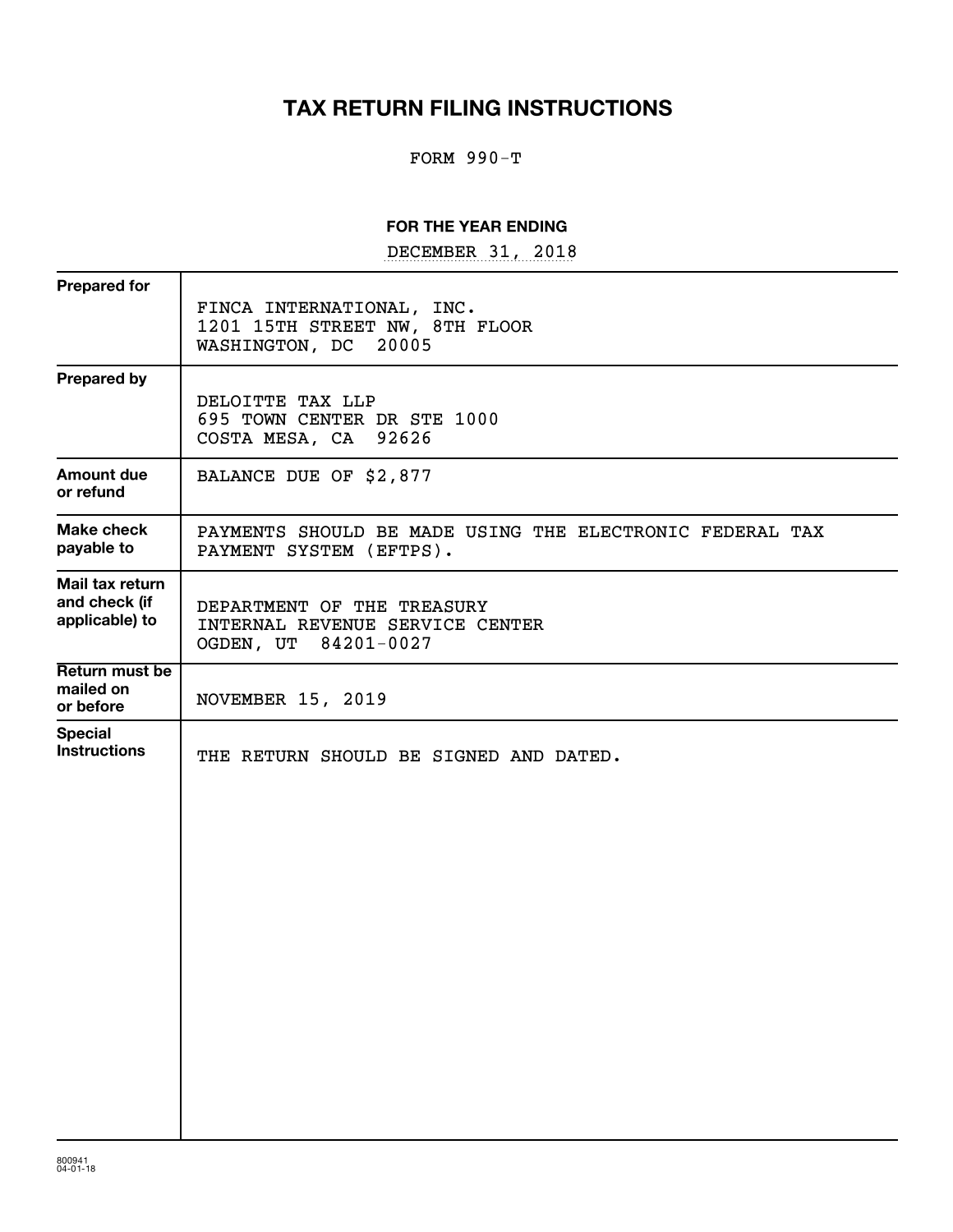# TAX RETURN FILING INSTRUCTIONS

FORM 990-T

**FOR THE YEAR ENDING**

DECEMBER 31, 2018

| | |
|---|---|
| **Prepared for** | FINCA INTERNATIONAL, INC.<br>1201 15TH STREET NW, 8TH FLOOR<br>WASHINGTON, DC 20005 |
| **Prepared by** | DELOITTE TAX LLP<br>695 TOWN CENTER DR STE 1000<br>COSTA MESA, CA 92626 |
| **Amount due or refund** | BALANCE DUE OF $2,877 |
| **Make check payable to** | PAYMENTS SHOULD BE MADE USING THE ELECTRONIC FEDERAL TAX PAYMENT SYSTEM (EFTPS). |
| **Mail tax return and check (if applicable) to** | DEPARTMENT OF THE TREASURY<br>INTERNAL REVENUE SERVICE CENTER<br>OGDEN, UT 84201-0027 |
| **Return must be mailed on or before** | NOVEMBER 15, 2019 |
| **Special Instructions** | THE RETURN SHOULD BE SIGNED AND DATED. |

800941
04-01-18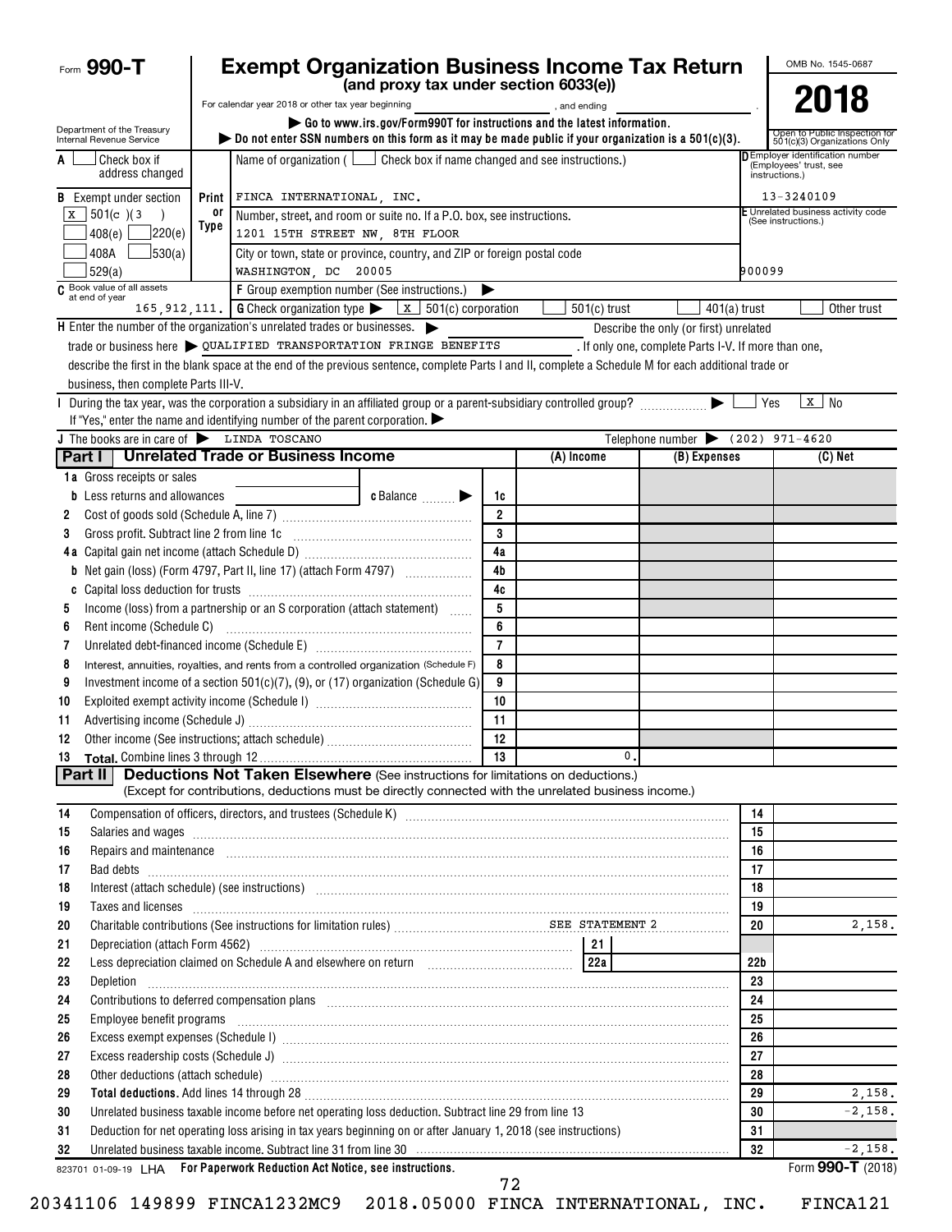Form **990-T**

# Exempt Organization Business Income Tax Return

**(and proxy tax under section 6033(e))**

For calendar year 2018 or other tax year beginning , and ending .

▶ Go to www.irs.gov/Form990T for instructions and the latest information.

▶ Do not enter SSN numbers on this form as it may be made public if your organization is a 501(c)(3).

OMB No. 1545-0687

**2018**

Open to Public Inspection for 501(c)(3) Organizations Only

Department of the Treasury
Internal Revenue Service

A [ ] Check box if address changed

B Exempt under section [X] 501(c)(3) [ ] 408(e) [ ] 220(e) [ ] 408A [ ] 530(a) [ ] 529(a)

C Book value of all assets at end of year: 165,912,111.

Name of organization ( [ ] Check box if name changed and see instructions.)
FINCA INTERNATIONAL, INC.

Number, street, and room or suite no. If a P.O. box, see instructions.
1201 15TH STREET NW, 8TH FLOOR

City or town, state or province, country, and ZIP or foreign postal code
WASHINGTON, DC 20005

D Employer identification number (Employees' trust, see instructions.): 13-3240109

E Unrelated business activity code (See instructions.): 900099

F Group exemption number (See instructions.) ▶

G Check organization type ▶ [X] 501(c) corporation [ ] 501(c) trust [ ] 401(a) trust [ ] Other trust

H Enter the number of the organization's unrelated trades or businesses. ▶ Describe the only (or first) unrelated trade or business here ▶ QUALIFIED TRANSPORTATION FRINGE BENEFITS . If only one, complete Parts I-V. If more than one, describe the first in the blank space at the end of the previous sentence, complete Parts I and II, complete a Schedule M for each additional trade or business, then complete Parts III-V.

I During the tax year, was the corporation a subsidiary in an affiliated group or a parent-subsidiary controlled group? ▶ [ ] Yes [X] No
If "Yes," enter the name and identifying number of the parent corporation. ▶

J The books are in care of ▶ LINDA TOSCANO Telephone number ▶ (202) 971-4620

## Part I Unrelated Trade or Business Income

| | | Line | (A) Income | (B) Expenses | (C) Net |
|---|---|---|---|---|---|
| 1a | Gross receipts or sales | | | | |
| b | Less returns and allowances c Balance ▶ | 1c | | | |
| 2 | Cost of goods sold (Schedule A, line 7) | 2 | | | |
| 3 | Gross profit. Subtract line 2 from line 1c | 3 | | | |
| 4a | Capital gain net income (attach Schedule D) | 4a | | | |
| b | Net gain (loss) (Form 4797, Part II, line 17) (attach Form 4797) | 4b | | | |
| c | Capital loss deduction for trusts | 4c | | | |
| 5 | Income (loss) from a partnership or an S corporation (attach statement) | 5 | | | |
| 6 | Rent income (Schedule C) | 6 | | | |
| 7 | Unrelated debt-financed income (Schedule E) | 7 | | | |
| 8 | Interest, annuities, royalties, and rents from a controlled organization (Schedule F) | 8 | | | |
| 9 | Investment income of a section 501(c)(7), (9), or (17) organization (Schedule G) | 9 | | | |
| 10 | Exploited exempt activity income (Schedule I) | 10 | | | |
| 11 | Advertising income (Schedule J) | 11 | | | |
| 12 | Other income (See instructions; attach schedule) | 12 | | | |
| 13 | **Total.** Combine lines 3 through 12 | 13 | 0. | | |

## Part II Deductions Not Taken Elsewhere (See instructions for limitations on deductions.)

(Except for contributions, deductions must be directly connected with the unrelated business income.)

| | | Line | Amount |
|---|---|---|---|
| 14 | Compensation of officers, directors, and trustees (Schedule K) | 14 | |
| 15 | Salaries and wages | 15 | |
| 16 | Repairs and maintenance | 16 | |
| 17 | Bad debts | 17 | |
| 18 | Interest (attach schedule) (see instructions) | 18 | |
| 19 | Taxes and licenses | 19 | |
| 20 | Charitable contributions (See instructions for limitation rules) SEE STATEMENT 2 | 20 | 2,158. |
| 21 | Depreciation (attach Form 4562) 21 | | |
| 22 | Less depreciation claimed on Schedule A and elsewhere on return 22a | 22b | |
| 23 | Depletion | 23 | |
| 24 | Contributions to deferred compensation plans | 24 | |
| 25 | Employee benefit programs | 25 | |
| 26 | Excess exempt expenses (Schedule I) | 26 | |
| 27 | Excess readership costs (Schedule J) | 27 | |
| 28 | Other deductions (attach schedule) | 28 | |
| 29 | **Total deductions.** Add lines 14 through 28 | 29 | 2,158. |
| 30 | Unrelated business taxable income before net operating loss deduction. Subtract line 29 from line 13 | 30 | -2,158. |
| 31 | Deduction for net operating loss arising in tax years beginning on or after January 1, 2018 (see instructions) | 31 | |
| 32 | Unrelated business taxable income. Subtract line 31 from line 30 | 32 | -2,158. |

823701 01-09-19 LHA **For Paperwork Reduction Act Notice, see instructions.** Form **990-T** (2018)

20341106 149899 FINCA1232MC9 2018.05000 FINCA INTERNATIONAL, INC. FINCA121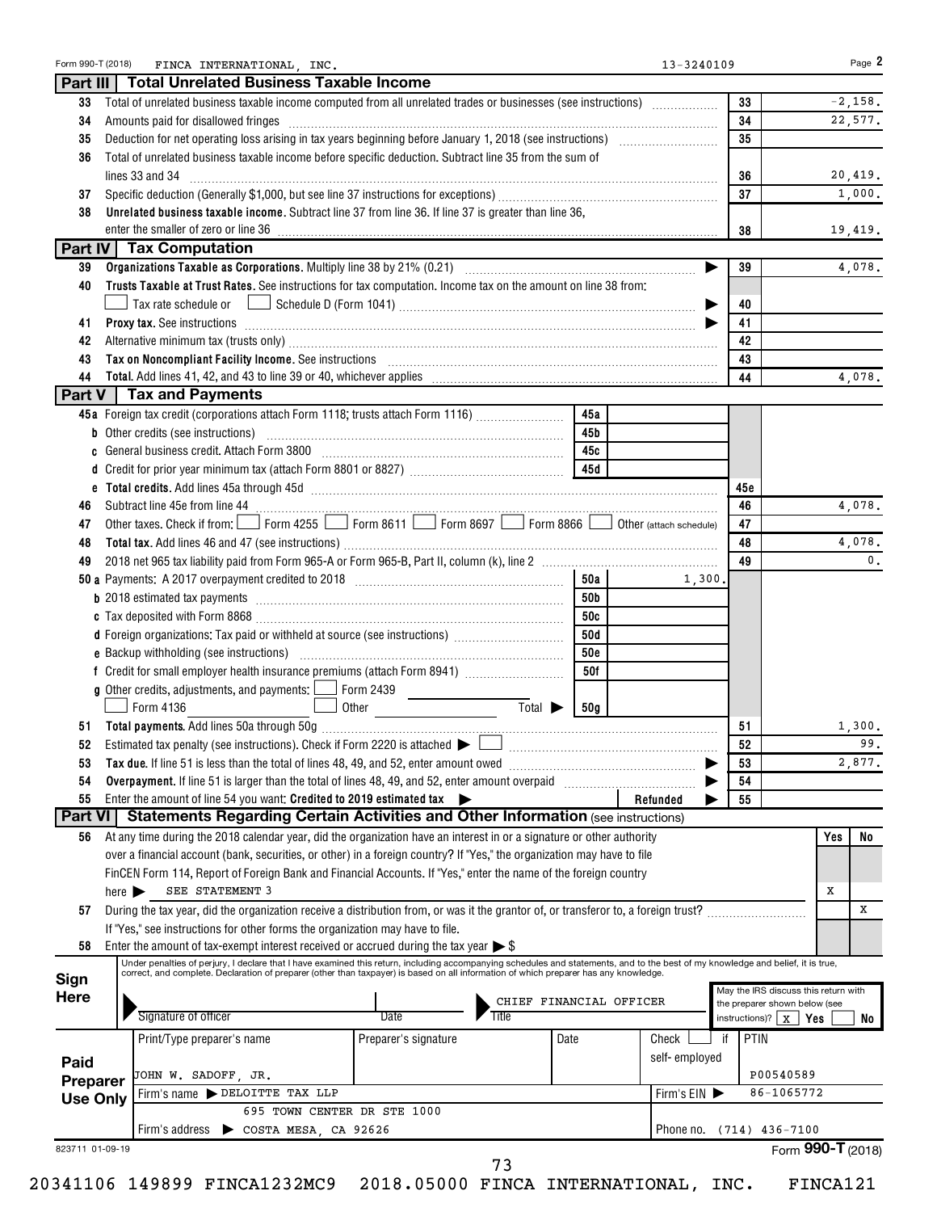Form 990-T (2018) FINCA INTERNATIONAL, INC. 13-3240109 Page **2**

## Part III Total Unrelated Business Taxable Income

| | | | |
|---|---|---|---|
| 33 | Total of unrelated business taxable income computed from all unrelated trades or businesses (see instructions) | 33 | -2,158. |
| 34 | Amounts paid for disallowed fringes | 34 | 22,577. |
| 35 | Deduction for net operating loss arising in tax years beginning before January 1, 2018 (see instructions) | 35 | |
| 36 | Total of unrelated business taxable income before specific deduction. Subtract line 35 from the sum of lines 33 and 34 | 36 | 20,419. |
| 37 | Specific deduction (Generally $1,000, but see line 37 instructions for exceptions) | 37 | 1,000. |
| 38 | **Unrelated business taxable income.** Subtract line 37 from line 36. If line 37 is greater than line 36, enter the smaller of zero or line 36 | 38 | 19,419. |

## Part IV Tax Computation

| | | | |
|---|---|---|---|
| 39 | **Organizations Taxable as Corporations.** Multiply line 38 by 21% (0.21) | 39 | 4,078. |
| 40 | **Trusts Taxable at Trust Rates.** See instructions for tax computation. Income tax on the amount on line 38 from: ☐ Tax rate schedule or ☐ Schedule D (Form 1041) | 40 | |
| 41 | **Proxy tax.** See instructions | 41 | |
| 42 | Alternative minimum tax (trusts only) | 42 | |
| 43 | **Tax on Noncompliant Facility Income.** See instructions | 43 | |
| 44 | **Total.** Add lines 41, 42, and 43 to line 39 or 40, whichever applies | 44 | 4,078. |

## Part V Tax and Payments

| | | | | | |
|---|---|---|---|---|---|
| 45a | Foreign tax credit (corporations attach Form 1118; trusts attach Form 1116) | 45a | | | |
| b | Other credits (see instructions) | 45b | | | |
| c | General business credit. Attach Form 3800 | 45c | | | |
| d | Credit for prior year minimum tax (attach Form 8801 or 8827) | 45d | | | |
| e | **Total credits.** Add lines 45a through 45d | | | 45e | |
| 46 | Subtract line 45e from line 44 | | | 46 | 4,078. |
| 47 | Other taxes. Check if from: ☐ Form 4255 ☐ Form 8611 ☐ Form 8697 ☐ Form 8866 ☐ Other (attach schedule) | | | 47 | |
| 48 | **Total tax.** Add lines 46 and 47 (see instructions) | | | 48 | 4,078. |
| 49 | 2018 net 965 tax liability paid from Form 965-A or Form 965-B, Part II, column (k), line 2 | | | 49 | 0. |
| 50a | Payments: A 2017 overpayment credited to 2018 | 50a | 1,300. | | |
| b | 2018 estimated tax payments | 50b | | | |
| c | Tax deposited with Form 8868 | 50c | | | |
| d | Foreign organizations: Tax paid or withheld at source (see instructions) | 50d | | | |
| e | Backup withholding (see instructions) | 50e | | | |
| f | Credit for small employer health insurance premiums (attach Form 8941) | 50f | | | |
| g | Other credits, adjustments, and payments: ☐ Form 2439 ☐ Form 4136 ☐ Other Total ▶ | 50g | | | |
| 51 | **Total payments.** Add lines 50a through 50g | | | 51 | 1,300. |
| 52 | Estimated tax penalty (see instructions). Check if Form 2220 is attached ▶ ☐ | | | 52 | 99. |
| 53 | **Tax due.** If line 51 is less than the total of lines 48, 49, and 52, enter amount owed | | | 53 | 2,877. |
| 54 | **Overpayment.** If line 51 is larger than the total of lines 48, 49, and 52, enter amount overpaid | | | 54 | |
| 55 | Enter the amount of line 54 you want: **Credited to 2019 estimated tax** ▶ | | Refunded ▶ | 55 | |

## Part VI Statements Regarding Certain Activities and Other Information (see instructions)

| | | Yes | No |
|---|---|---|---|
| 56 | At any time during the 2018 calendar year, did the organization have an interest in or a signature or other authority over a financial account (bank, securities, or other) in a foreign country? If "Yes," the organization may have to file FinCEN Form 114, Report of Foreign Bank and Financial Accounts. If "Yes," enter the name of the foreign country here ▶ SEE STATEMENT 3 | X | |
| 57 | During the tax year, did the organization receive a distribution from, or was it the grantor of, or transferor to, a foreign trust? If "Yes," see instructions for other forms the organization may have to file. | | X |
| 58 | Enter the amount of tax-exempt interest received or accrued during the tax year ▶ $ | | |

**Sign Here**

Under penalties of perjury, I declare that I have examined this return, including accompanying schedules and statements, and to the best of my knowledge and belief, it is true, correct, and complete. Declaration of preparer (other than taxpayer) is based on all information of which preparer has any knowledge.

Signature of officer | Date | Title: CHIEF FINANCIAL OFFICER

May the IRS discuss this return with the preparer shown below (see instructions)? ☒ Yes ☐ No

**Paid Preparer Use Only**

| Print/Type preparer's name | Preparer's signature | Date | Check ☐ if self-employed | PTIN |
|---|---|---|---|---|
| JOHN W. SADOFF, JR. | | | | P00540589 |
| Firm's name ▶ DELOITTE TAX LLP | | | Firm's EIN ▶ | 86-1065772 |
| Firm's address ▶ 695 TOWN CENTER DR STE 1000 COSTA MESA, CA 92626 | | | Phone no. | (714) 436-7100 |

823711 01-09-19 Form **990-T** (2018)

20341106 149899 FINCA1232MC9 2018.05000 FINCA INTERNATIONAL, INC. FINCA121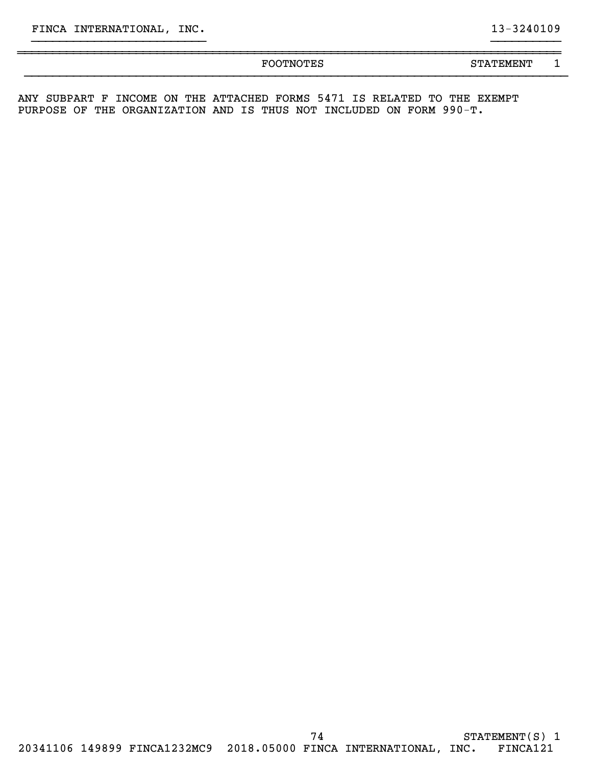FINCA INTERNATIONAL, INC. 13-3240109

FOOTNOTES STATEMENT 1

ANY SUBPART F INCOME ON THE ATTACHED FORMS 5471 IS RELATED TO THE EXEMPT PURPOSE OF THE ORGANIZATION AND IS THUS NOT INCLUDED ON FORM 990-T.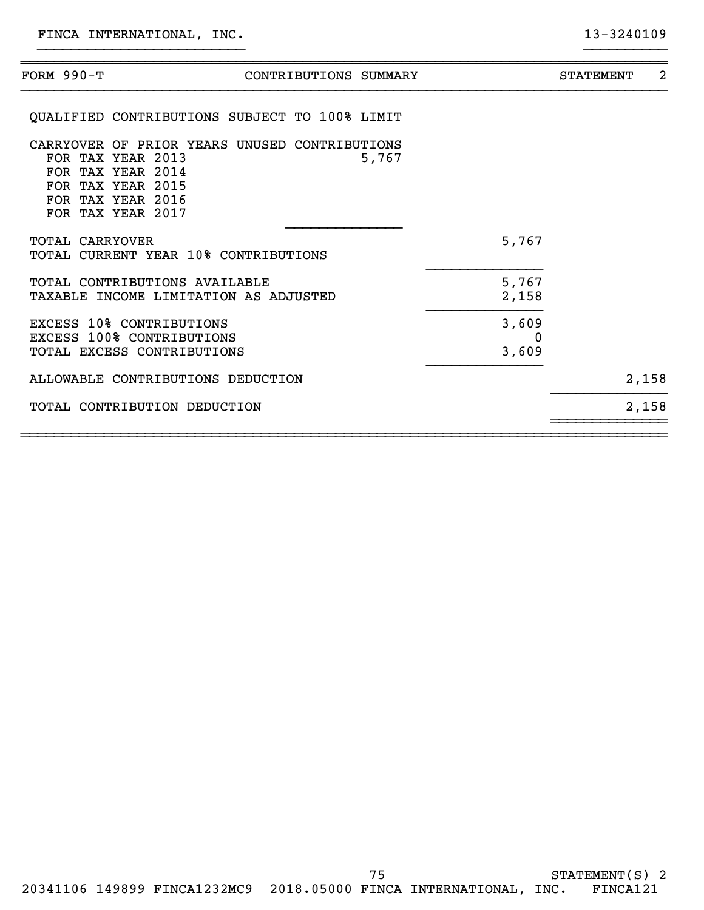FINCA INTERNATIONAL, INC. 13-3240109

| FORM 990-T | CONTRIBUTIONS SUMMARY | | STATEMENT 2 |
|---|---|---|---|
| QUALIFIED CONTRIBUTIONS SUBJECT TO 100% LIMIT | | | |
| CARRYOVER OF PRIOR YEARS UNUSED CONTRIBUTIONS | | | |
| FOR TAX YEAR 2013 | 5,767 | | |
| FOR TAX YEAR 2014 | | | |
| FOR TAX YEAR 2015 | | | |
| FOR TAX YEAR 2016 | | | |
| FOR TAX YEAR 2017 | | | |
| TOTAL CARRYOVER | | 5,767 | |
| TOTAL CURRENT YEAR 10% CONTRIBUTIONS | | | |
| TOTAL CONTRIBUTIONS AVAILABLE | | 5,767 | |
| TAXABLE INCOME LIMITATION AS ADJUSTED | | 2,158 | |
| EXCESS 10% CONTRIBUTIONS | | 3,609 | |
| EXCESS 100% CONTRIBUTIONS | | 0 | |
| TOTAL EXCESS CONTRIBUTIONS | | 3,609 | |
| ALLOWABLE CONTRIBUTIONS DEDUCTION | | | 2,158 |
| TOTAL CONTRIBUTION DEDUCTION | | | 2,158 |

STATEMENT(S) 2

20341106 149899 FINCA1232MC9 2018.05000 FINCA INTERNATIONAL, INC. FINCA121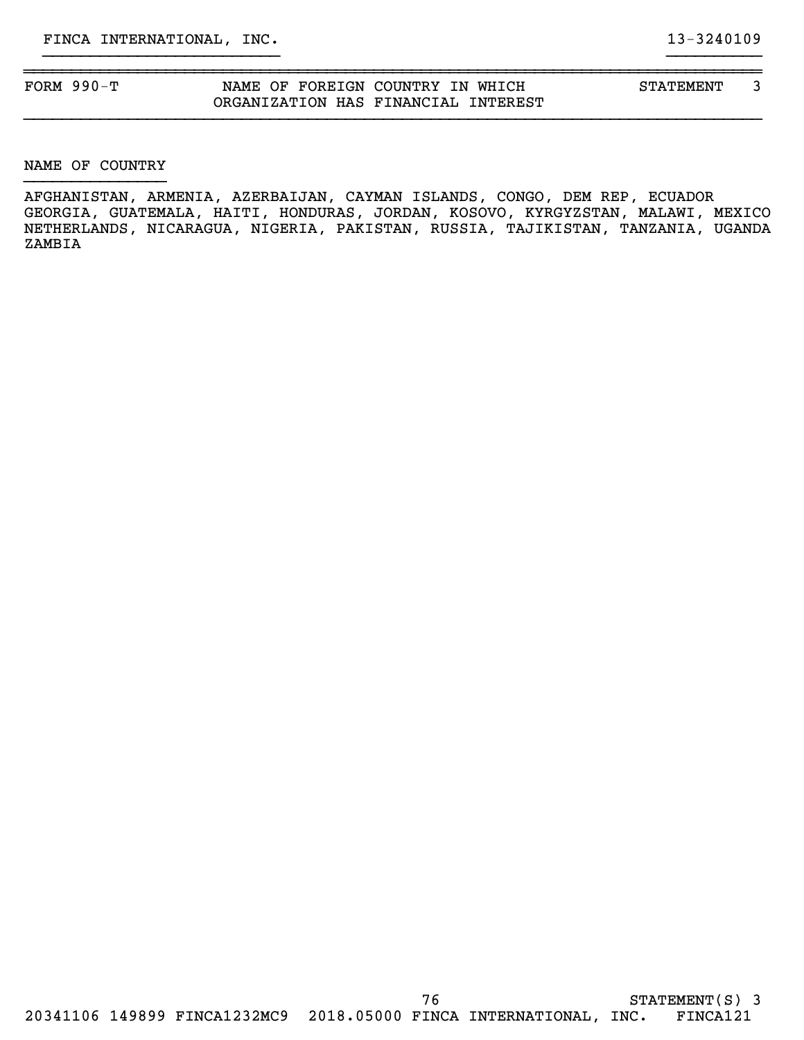FINCA INTERNATIONAL, INC. 13-3240109

| FORM 990-T | NAME OF FOREIGN COUNTRY IN WHICH ORGANIZATION HAS FINANCIAL INTEREST | STATEMENT 3 |
|---|---|---|

NAME OF COUNTRY

AFGHANISTAN, ARMENIA, AZERBAIJAN, CAYMAN ISLANDS, CONGO, DEM REP, ECUADOR
GEORGIA, GUATEMALA, HAITI, HONDURAS, JORDAN, KOSOVO, KYRGYZSTAN, MALAWI, MEXICO
NETHERLANDS, NICARAGUA, NIGERIA, PAKISTAN, RUSSIA, TAJIKISTAN, TANZANIA, UGANDA
ZAMBIA

STATEMENT(S) 3

20341106 149899 FINCA1232MC9 2018.05000 FINCA INTERNATIONAL, INC. FINCA121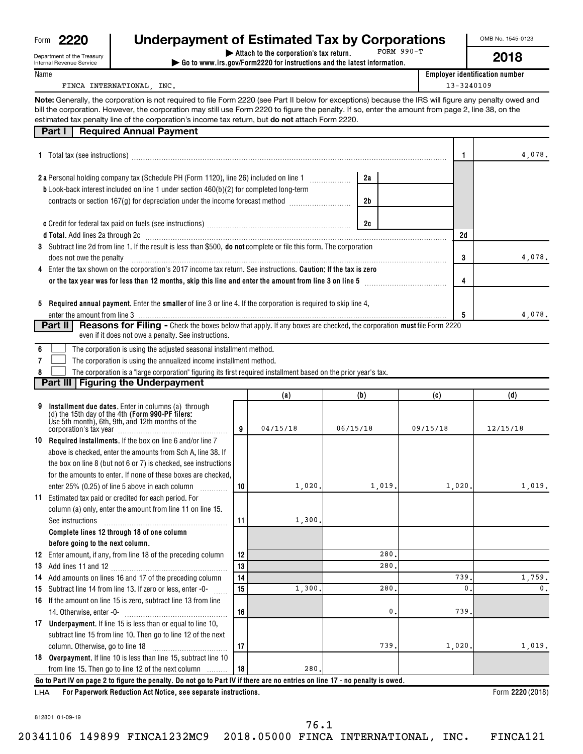Form **2220**

Department of the Treasury
Internal Revenue Service

# Underpayment of Estimated Tax by Corporations

▶ Attach to the corporation's tax return. FORM 990-T
▶ Go to www.irs.gov/Form2220 for instructions and the latest information.

OMB No. 1545-0123

**2018**

Name: FINCA INTERNATIONAL, INC.

Employer identification number: 13-3240109

**Note:** Generally, the corporation is not required to file Form 2220 (see Part II below for exceptions) because the IRS will figure any penalty owed and bill the corporation. However, the corporation may still use Form 2220 to figure the penalty. If so, enter the amount from page 2, line 38, on the estimated tax penalty line of the corporation's income tax return, but **do not** attach Form 2220.

## Part I Required Annual Payment

| | | | |
|---|---|---|---|
| **1** Total tax (see instructions) | | 1 | 4,078. |
| **2 a** Personal holding company tax (Schedule PH (Form 1120), line 26) included on line 1 | 2a | | |
| **b** Look-back interest included on line 1 under section 460(b)(2) for completed long-term contracts or section 167(g) for depreciation under the income forecast method | 2b | | |
| **c** Credit for federal tax paid on fuels (see instructions) | 2c | | |
| **d Total.** Add lines 2a through 2c | | 2d | |
| **3** Subtract line 2d from line 1. If the result is less than $500, **do not** complete or file this form. The corporation does not owe the penalty | | 3 | 4,078. |
| **4** Enter the tax shown on the corporation's 2017 income tax return. See instructions. **Caution: If the tax is zero or the tax year was for less than 12 months, skip this line and enter the amount from line 3 on line 5** | | 4 | |
| **5 Required annual payment.** Enter the **smaller** of line 3 or line 4. If the corporation is required to skip line 4, enter the amount from line 3 | | 5 | 4,078. |

## Part II Reasons for Filing - Check the boxes below that apply. If any boxes are checked, the corporation **must** file Form 2220 even if it does not owe a penalty. See instructions.

- **6** ☐ The corporation is using the adjusted seasonal installment method.
- **7** ☐ The corporation is using the annualized income installment method.
- **8** ☐ The corporation is a "large corporation" figuring its first required installment based on the prior year's tax.

## Part III Figuring the Underpayment

| | | (a) | (b) | (c) | (d) |
|---|---|---|---|---|---|
| **9 Installment due dates.** Enter in columns (a) through (d) the 15th day of the 4th **(Form 990-PF filers:** Use 5th month), 6th, 9th, and 12th months of the corporation's tax year | 9 | 04/15/18 | 06/15/18 | 09/15/18 | 12/15/18 |
| **10 Required installments.** If the box on line 6 and/or line 7 above is checked, enter the amounts from Sch A, line 38. If the box on line 8 (but not 6 or 7) is checked, see instructions for the amounts to enter. If none of these boxes are checked, enter 25% (0.25) of line 5 above in each column | 10 | 1,020. | 1,019. | 1,020. | 1,019. |
| **11** Estimated tax paid or credited for each period. For column (a) only, enter the amount from line 11 on line 15. See instructions | 11 | 1,300. | | | |
| **Complete lines 12 through 18 of one column before going to the next column.** | | | | | |
| **12** Enter amount, if any, from line 18 of the preceding column | 12 | | 280. | | |
| **13** Add lines 11 and 12 | 13 | | 280. | | |
| **14** Add amounts on lines 16 and 17 of the preceding column | 14 | | | 739. | 1,759. |
| **15** Subtract line 14 from line 13. If zero or less, enter -0- | 15 | 1,300. | 280. | 0. | 0. |
| **16** If the amount on line 15 is zero, subtract line 13 from line 14. Otherwise, enter -0- | 16 | | 0. | 739. | |
| **17 Underpayment.** If line 15 is less than or equal to line 10, subtract line 15 from line 10. Then go to line 12 of the next column. Otherwise, go to line 18 | 17 | | 739. | 1,020. | 1,019. |
| **18 Overpayment.** If line 10 is less than line 15, subtract line 10 from line 15. Then go to line 12 of the next column | 18 | 280. | | | |

**Go to Part IV on page 2 to figure the penalty. Do not go to Part IV if there are no entries on line 17 - no penalty is owed.**

LHA **For Paperwork Reduction Act Notice, see separate instructions.** Form **2220** (2018)

812801 01-09-19

76.1

20341106 149899 FINCA1232MC9 2018.05000 FINCA INTERNATIONAL, INC. FINCA121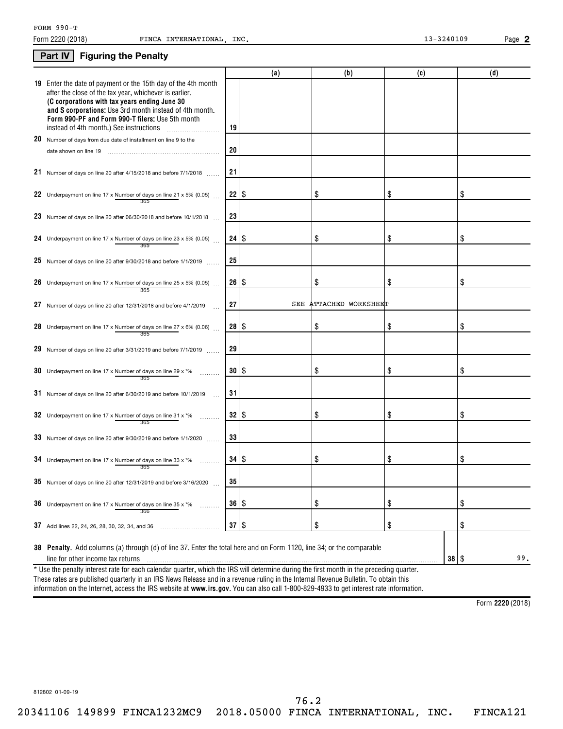FORM 990-T

Form 2220 (2018) FINCA INTERNATIONAL, INC. 13-3240109

## Part IV Figuring the Penalty

| | | (a) | (b) | (c) | (d) |
|---|---|---|---|---|---|
| **19** Enter the date of payment or the 15th day of the 4th month after the close of the tax year, whichever is earlier. **(C corporations with tax years ending June 30 and S corporations:** Use 3rd month instead of 4th month. **Form 990-PF and Form 990-T filers:** Use 5th month instead of 4th month.) See instructions | 19 | | | | |
| **20** Number of days from due date of installment on line 9 to the date shown on line 19 | 20 | | | | |
| **21** Number of days on line 20 after 4/15/2018 and before 7/1/2018 | 21 | | | | |
| **22** Underpayment on line 17 x Number of days on line 21 / 365 x 5% (0.05) | 22 | $ | $ | $ | $ |
| **23** Number of days on line 20 after 06/30/2018 and before 10/1/2018 | 23 | | | | |
| **24** Underpayment on line 17 x Number of days on line 23 / 365 x 5% (0.05) | 24 | $ | $ | $ | $ |
| **25** Number of days on line 20 after 9/30/2018 and before 1/1/2019 | 25 | | | | |
| **26** Underpayment on line 17 x Number of days on line 25 / 365 x 5% (0.05) | 26 | $ | $ | $ | $ |
| **27** Number of days on line 20 after 12/31/2018 and before 4/1/2019 | 27 | | SEE ATTACHED WORKSHEET | | |
| **28** Underpayment on line 17 x Number of days on line 27 / 365 x 6% (0.06) | 28 | $ | $ | $ | $ |
| **29** Number of days on line 20 after 3/31/2019 and before 7/1/2019 | 29 | | | | |
| **30** Underpayment on line 17 x Number of days on line 29 / 365 x *% | 30 | $ | $ | $ | $ |
| **31** Number of days on line 20 after 6/30/2019 and before 10/1/2019 | 31 | | | | |
| **32** Underpayment on line 17 x Number of days on line 31 / 365 x *% | 32 | $ | $ | $ | $ |
| **33** Number of days on line 20 after 9/30/2019 and before 1/1/2020 | 33 | | | | |
| **34** Underpayment on line 17 x Number of days on line 33 / 365 x *% | 34 | $ | $ | $ | $ |
| **35** Number of days on line 20 after 12/31/2019 and before 3/16/2020 | 35 | | | | |
| **36** Underpayment on line 17 x Number of days on line 35 / 366 x *% | 36 | $ | $ | $ | $ |
| **37** Add lines 22, 24, 26, 28, 30, 32, 34, and 36 | 37 | $ | $ | $ | $ |

**38 Penalty.** Add columns (a) through (d) of line 37. Enter the total here and on Form 1120, line 34; or the comparable line for other income tax returns ..... **38** $ 99.

* Use the penalty interest rate for each calendar quarter, which the IRS will determine during the first month in the preceding quarter. These rates are published quarterly in an IRS News Release and in a revenue ruling in the Internal Revenue Bulletin. To obtain this information on the Internet, access the IRS website at **www.irs.gov**. You can also call 1-800-829-4933 to get interest rate information.

Form **2220** (2018)

812802 01-09-19

76.2

20341106 149899 FINCA1232MC9 2018.05000 FINCA INTERNATIONAL, INC. FINCA121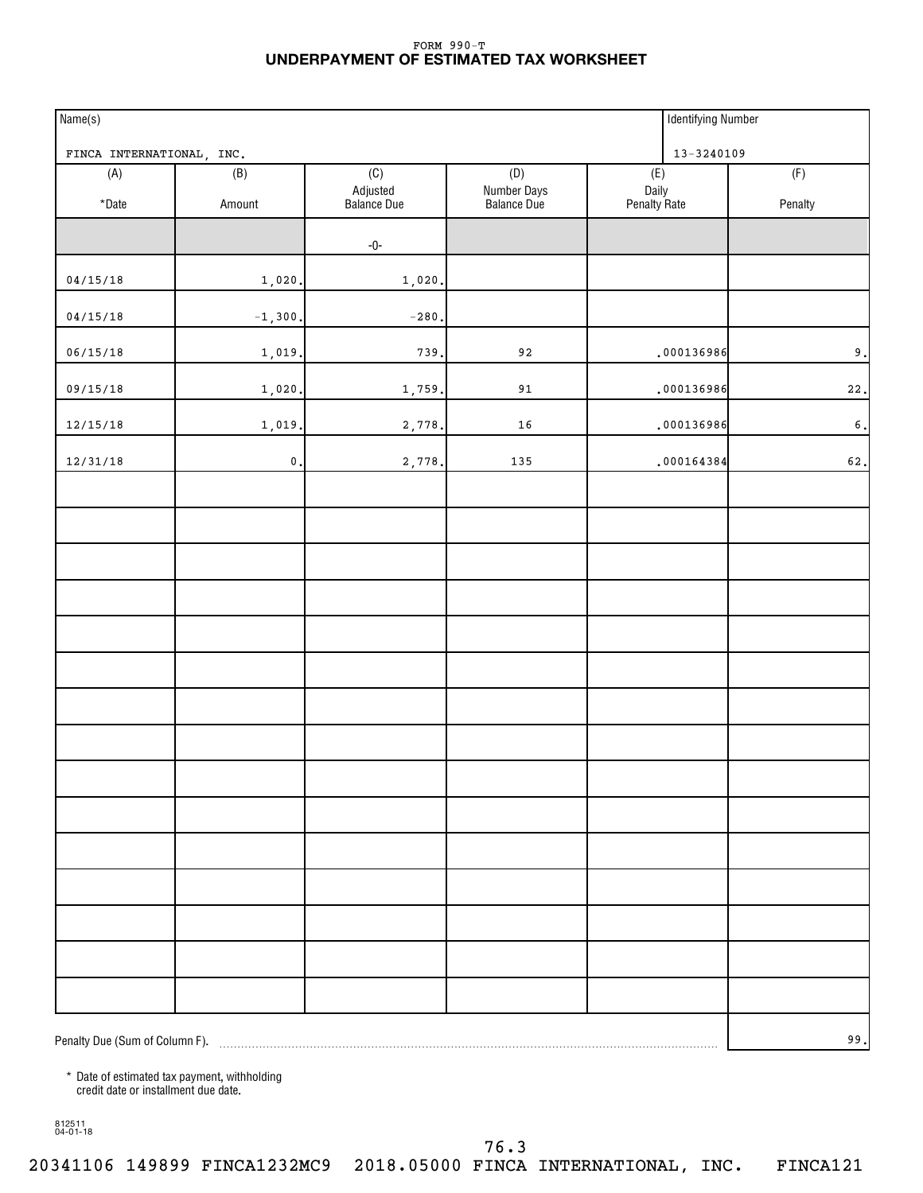FORM 990-T

# UNDERPAYMENT OF ESTIMATED TAX WORKSHEET

| Name(s) | Identifying Number |
|---|---|
| FINCA INTERNATIONAL, INC. | 13-3240109 |

| (A) *Date | (B) Amount | (C) Adjusted Balance Due | (D) Number Days Balance Due | (E) Daily Penalty Rate | (F) Penalty |
|---|---|---|---|---|---|
| | | -0- | | | |
| 04/15/18 | 1,020. | 1,020. | | | |
| 04/15/18 | -1,300. | -280. | | | |
| 06/15/18 | 1,019. | 739. | 92 | .000136986 | 9. |
| 09/15/18 | 1,020. | 1,759. | 91 | .000136986 | 22. |
| 12/15/18 | 1,019. | 2,778. | 16 | .000136986 | 6. |
| 12/31/18 | 0. | 2,778. | 135 | .000164384 | 62. |

Penalty Due (Sum of Column F). ........ 99.

\* Date of estimated tax payment, withholding credit date or installment due date.

812511
04-01-18

76.3
20341106 149899 FINCA1232MC9 2018.05000 FINCA INTERNATIONAL, INC. FINCA121